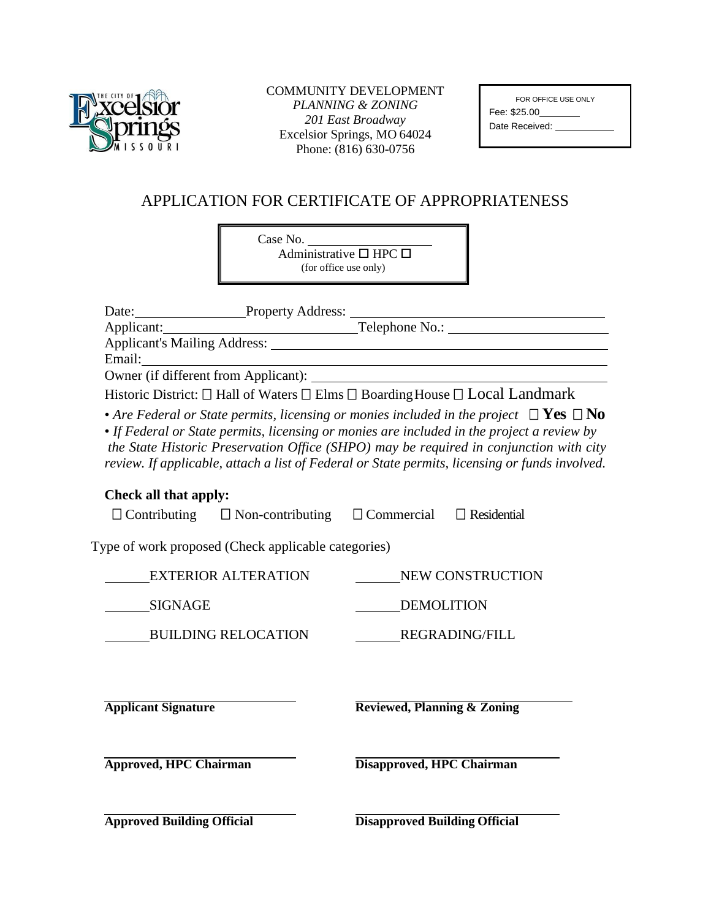COMMUNITY DEVELOPMENT
*PLANNING & ZONING*
*201 East Broadway*
Excelsior Springs, MO 64024
Phone: (816) 630-0756

FOR OFFICE USE ONLY
Fee: $25.00________
Date Received: ___________

# APPLICATION FOR CERTIFICATE OF APPROPRIATENESS

Case No. ___________________
Administrative ☐ HPC ☐
(for office use only)

Date:________________ Property Address: ______________________________________
Applicant:____________________________ Telephone No.: ________________________
Applicant's Mailing Address: ____________________________________________________
Email:_______________________________________________________________________
Owner (if different from Applicant): ________________________________________________
Historic District: ☐ Hall of Waters ☐ Elms ☐ Boarding House ☐ Local Landmark

- *Are Federal or State permits, licensing or monies included in the project* ☐ **Yes** ☐ **No**
- *If Federal or State permits, licensing or monies are included in the project a review by the State Historic Preservation Office (SHPO) may be required in conjunction with city review. If applicable, attach a list of Federal or State permits, licensing or funds involved.*

**Check all that apply:**

☐ Contributing ☐ Non-contributing ☐ Commercial ☐ Residential

Type of work proposed (Check applicable categories)

______EXTERIOR ALTERATION ______NEW CONSTRUCTION

______SIGNAGE ______DEMOLITION

______BUILDING RELOCATION ______REGRADING/FILL

____________________________ ____________________________
**Applicant Signature** **Reviewed, Planning & Zoning**

____________________________ ____________________________
**Approved, HPC Chairman** **Disapproved, HPC Chairman**

____________________________ ____________________________
**Approved Building Official** **Disapproved Building Official**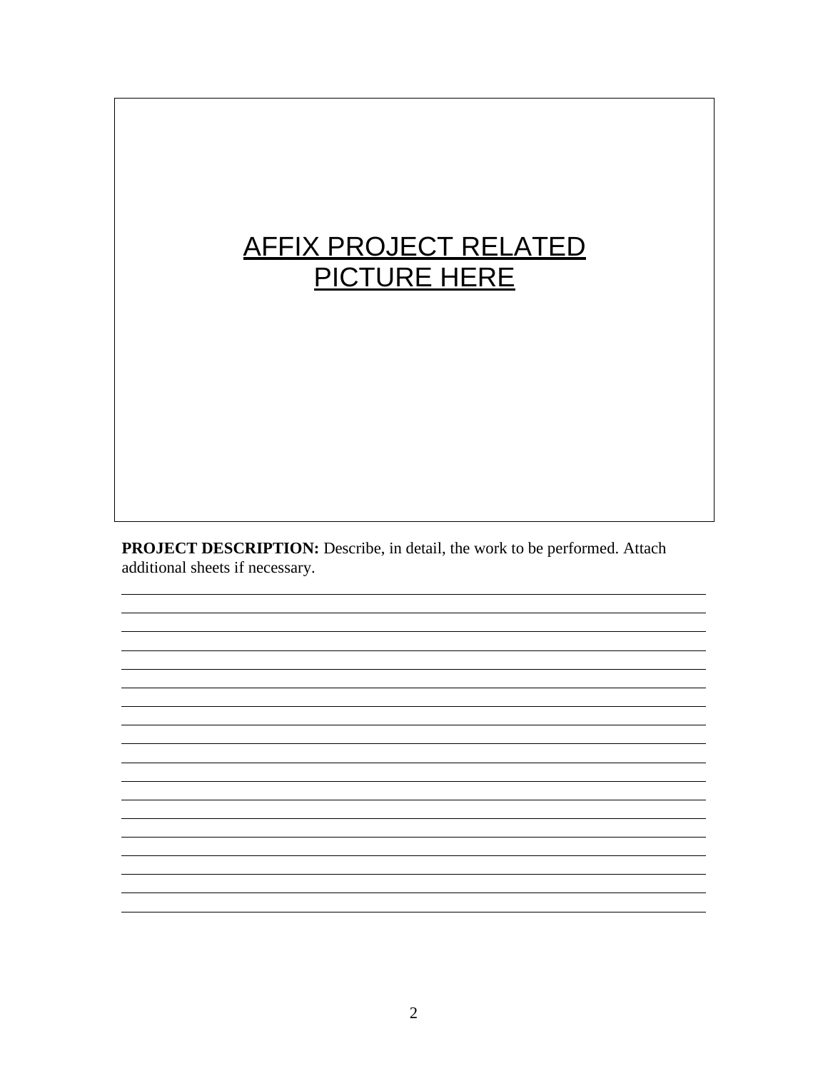AFFIX PROJECT RELATED PICTURE HERE

**PROJECT DESCRIPTION:** Describe, in detail, the work to be performed. Attach additional sheets if necessary.

___________________________________________________________________________

___________________________________________________________________________

___________________________________________________________________________

___________________________________________________________________________

___________________________________________________________________________

___________________________________________________________________________

___________________________________________________________________________

___________________________________________________________________________

___________________________________________________________________________

___________________________________________________________________________

___________________________________________________________________________

___________________________________________________________________________

___________________________________________________________________________

___________________________________________________________________________

___________________________________________________________________________

___________________________________________________________________________

___________________________________________________________________________

___________________________________________________________________________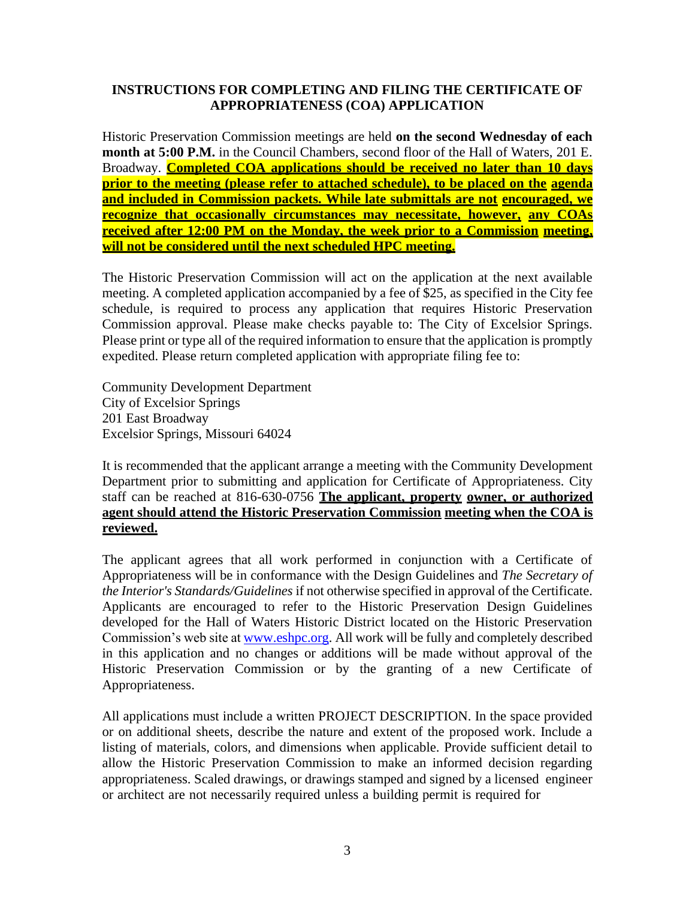**INSTRUCTIONS FOR COMPLETING AND FILING THE CERTIFICATE OF APPROPRIATENESS (COA) APPLICATION**

Historic Preservation Commission meetings are held **on the second Wednesday of each month at 5:00 P.M.** in the Council Chambers, second floor of the Hall of Waters, 201 E. Broadway. **Completed COA applications should be received no later than 10 days prior to the meeting (please refer to attached schedule), to be placed on the agenda and included in Commission packets. While late submittals are not encouraged, we recognize that occasionally circumstances may necessitate, however, any COAs received after 12:00 PM on the Monday, the week prior to a Commission meeting, will not be considered until the next scheduled HPC meeting.**

The Historic Preservation Commission will act on the application at the next available meeting. A completed application accompanied by a fee of $25, as specified in the City fee schedule, is required to process any application that requires Historic Preservation Commission approval. Please make checks payable to: The City of Excelsior Springs. Please print or type all of the required information to ensure that the application is promptly expedited. Please return completed application with appropriate filing fee to:

Community Development Department
City of Excelsior Springs
201 East Broadway
Excelsior Springs, Missouri 64024

It is recommended that the applicant arrange a meeting with the Community Development Department prior to submitting and application for Certificate of Appropriateness. City staff can be reached at 816-630-0756 **The applicant, property owner, or authorized agent should attend the Historic Preservation Commission meeting when the COA is reviewed.**

The applicant agrees that all work performed in conjunction with a Certificate of Appropriateness will be in conformance with the Design Guidelines and *The Secretary of the Interior's Standards/Guidelines* if not otherwise specified in approval of the Certificate. Applicants are encouraged to refer to the Historic Preservation Design Guidelines developed for the Hall of Waters Historic District located on the Historic Preservation Commission's web site at www.eshpc.org. All work will be fully and completely described in this application and no changes or additions will be made without approval of the Historic Preservation Commission or by the granting of a new Certificate of Appropriateness.

All applications must include a written PROJECT DESCRIPTION. In the space provided or on additional sheets, describe the nature and extent of the proposed work. Include a listing of materials, colors, and dimensions when applicable. Provide sufficient detail to allow the Historic Preservation Commission to make an informed decision regarding appropriateness. Scaled drawings, or drawings stamped and signed by a licensed engineer or architect are not necessarily required unless a building permit is required for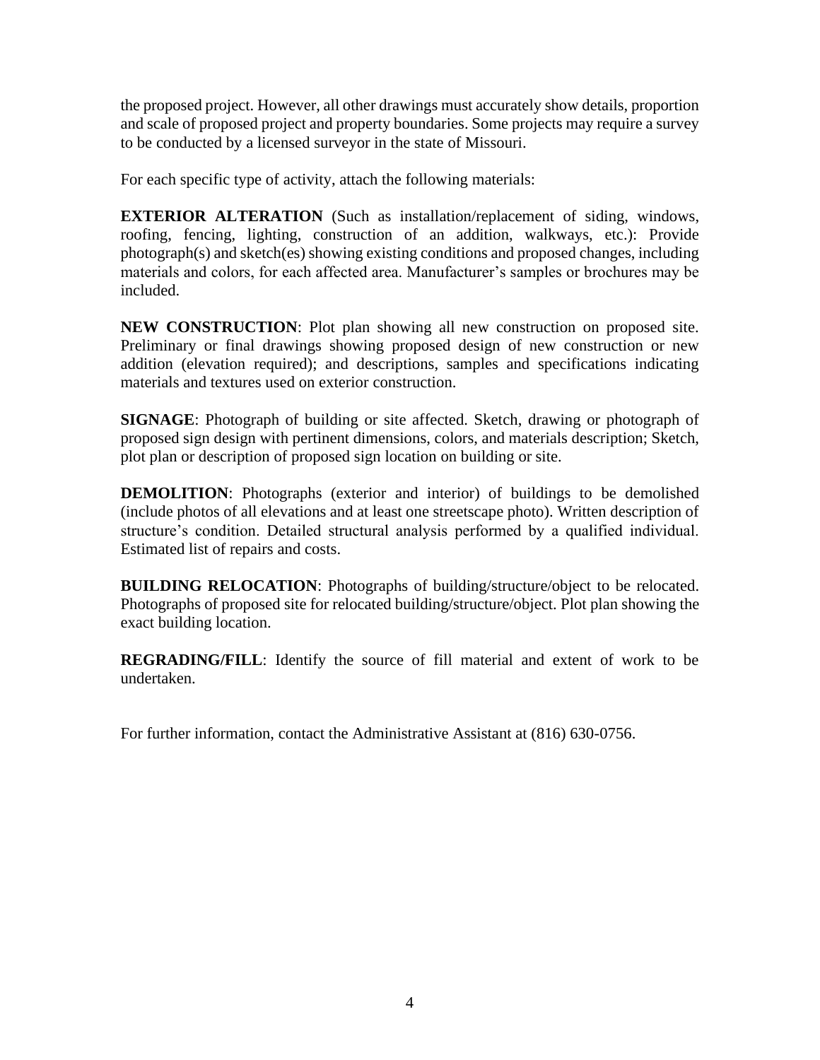the proposed project. However, all other drawings must accurately show details, proportion and scale of proposed project and property boundaries. Some projects may require a survey to be conducted by a licensed surveyor in the state of Missouri.

For each specific type of activity, attach the following materials:

**EXTERIOR ALTERATION** (Such as installation/replacement of siding, windows, roofing, fencing, lighting, construction of an addition, walkways, etc.): Provide photograph(s) and sketch(es) showing existing conditions and proposed changes, including materials and colors, for each affected area. Manufacturer's samples or brochures may be included.

**NEW CONSTRUCTION**: Plot plan showing all new construction on proposed site. Preliminary or final drawings showing proposed design of new construction or new addition (elevation required); and descriptions, samples and specifications indicating materials and textures used on exterior construction.

**SIGNAGE**: Photograph of building or site affected. Sketch, drawing or photograph of proposed sign design with pertinent dimensions, colors, and materials description; Sketch, plot plan or description of proposed sign location on building or site.

**DEMOLITION**: Photographs (exterior and interior) of buildings to be demolished (include photos of all elevations and at least one streetscape photo). Written description of structure's condition. Detailed structural analysis performed by a qualified individual. Estimated list of repairs and costs.

**BUILDING RELOCATION**: Photographs of building/structure/object to be relocated. Photographs of proposed site for relocated building/structure/object. Plot plan showing the exact building location.

**REGRADING/FILL**: Identify the source of fill material and extent of work to be undertaken.

For further information, contact the Administrative Assistant at (816) 630-0756.